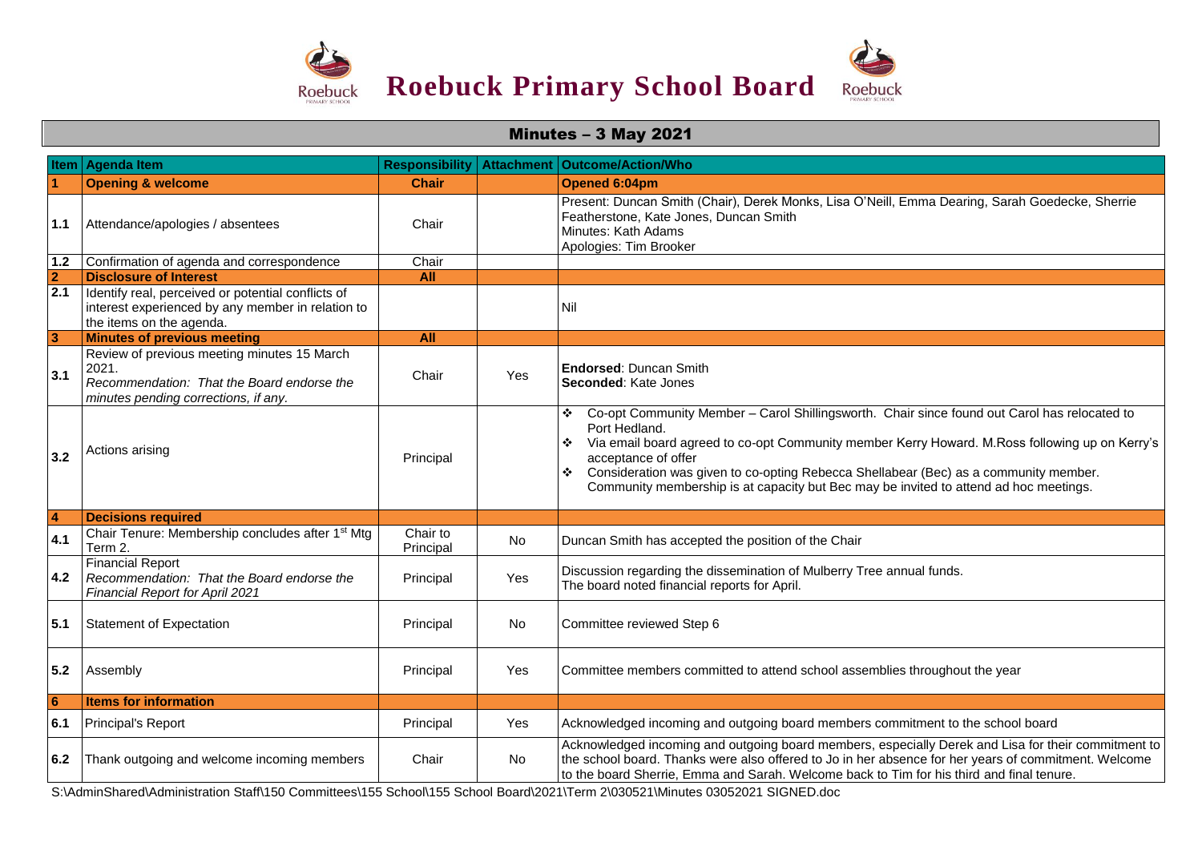# Roebuck Primary School Board

## Minutes – 3 May 2021

| Item | Agenda Item | Responsibility | Attachment | Outcome/Action/Who |
|---|---|---|---|---|
| **1** | **Opening & welcome** | **Chair** | | **Opened 6:04pm** |
| 1.1 | Attendance/apologies / absentees | Chair | | Present: Duncan Smith (Chair), Derek Monks, Lisa O'Neill, Emma Dearing, Sarah Goedecke, Sherrie Featherstone, Kate Jones, Duncan Smith<br>Minutes: Kath Adams<br>Apologies: Tim Brooker |
| 1.2 | Confirmation of agenda and correspondence | Chair | | |
| **2** | **Disclosure of Interest** | **All** | | |
| 2.1 | Identify real, perceived or potential conflicts of interest experienced by any member in relation to the items on the agenda. | | | Nil |
| **3** | **Minutes of previous meeting** | **All** | | |
| 3.1 | Review of previous meeting minutes 15 March 2021.<br>*Recommendation: That the Board endorse the minutes pending corrections, if any.* | Chair | Yes | **Endorsed**: Duncan Smith<br>**Seconded**: Kate Jones |
| 3.2 | Actions arising | Principal | | ❖ Co-opt Community Member – Carol Shillingsworth. Chair since found out Carol has relocated to Port Hedland.<br>❖ Via email board agreed to co-opt Community member Kerry Howard. M.Ross following up on Kerry's acceptance of offer<br>❖ Consideration was given to co-opting Rebecca Shellabear (Bec) as a community member. Community membership is at capacity but Bec may be invited to attend ad hoc meetings. |
| **4** | **Decisions required** | | | |
| 4.1 | Chair Tenure: Membership concludes after 1st Mtg Term 2. | Chair to Principal | No | Duncan Smith has accepted the position of the Chair |
| 4.2 | Financial Report<br>*Recommendation: That the Board endorse the Financial Report for April 2021* | Principal | Yes | Discussion regarding the dissemination of Mulberry Tree annual funds.<br>The board noted financial reports for April. |
| 5.1 | Statement of Expectation | Principal | No | Committee reviewed Step 6 |
| 5.2 | Assembly | Principal | Yes | Committee members committed to attend school assemblies throughout the year |
| **6** | **Items for information** | | | |
| 6.1 | Principal's Report | Principal | Yes | Acknowledged incoming and outgoing board members commitment to the school board |
| 6.2 | Thank outgoing and welcome incoming members | Chair | No | Acknowledged incoming and outgoing board members, especially Derek and Lisa for their commitment to the school board. Thanks were also offered to Jo in her absence for her years of commitment. Welcome to the board Sherrie, Emma and Sarah. Welcome back to Tim for his third and final tenure. |

S:\AdminShared\Administration Staff\150 Committees\155 School\155 School Board\2021\Term 2\030521\Minutes 03052021 SIGNED.doc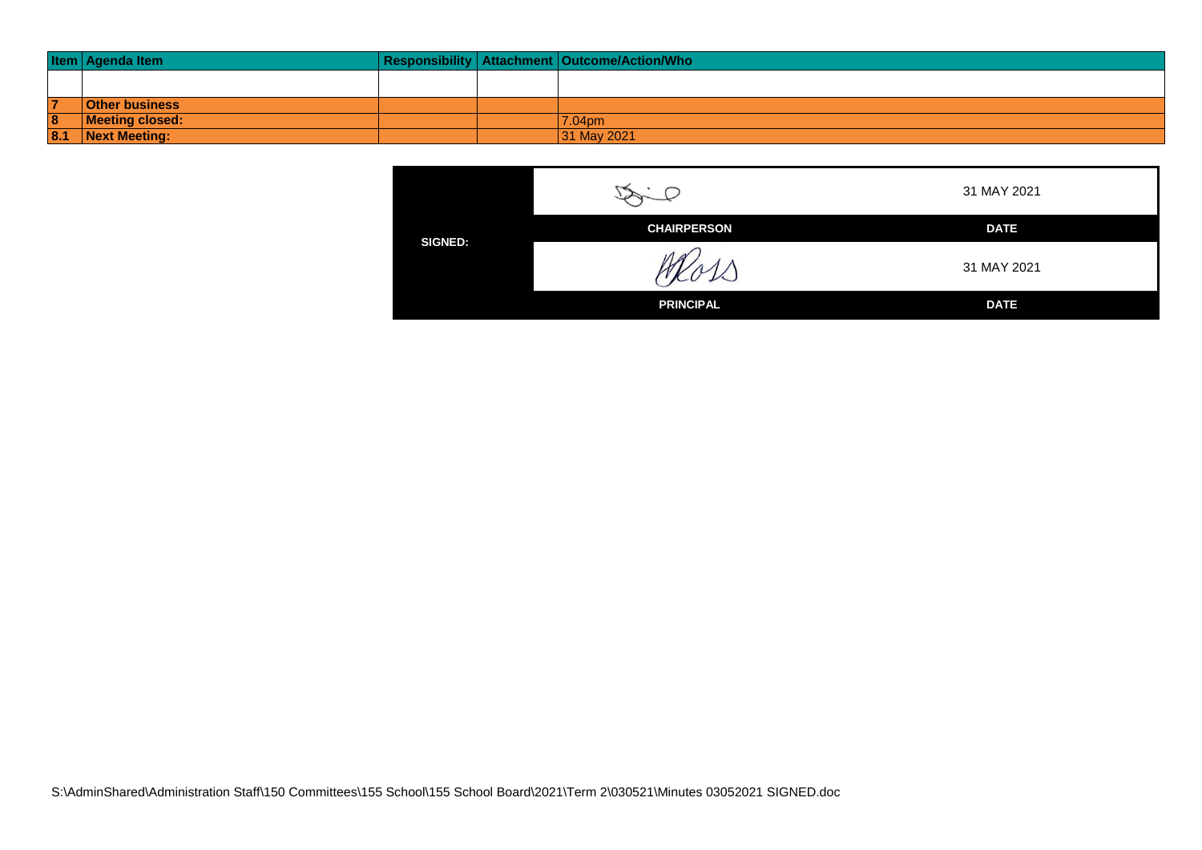| Item | Agenda Item | Responsibility | Attachment | Outcome/Action/Who |
|---|---|---|---|---|
| | | | | |
| **7** | **Other business** | | | |
| **8** | **Meeting closed:** | | | 7.04pm |
| **8.1** | **Next Meeting:** | | | 31 May 2021 |

| | | |
|---|---|---|
| **SIGNED:** | | 31 MAY 2021 |
| | **CHAIRPERSON** | **DATE** |
| | | 31 MAY 2021 |
| | **PRINCIPAL** | **DATE** |

S:\AdminShared\Administration Staff\150 Committees\155 School\155 School Board\2021\Term 2\030521\Minutes 03052021 SIGNED.doc